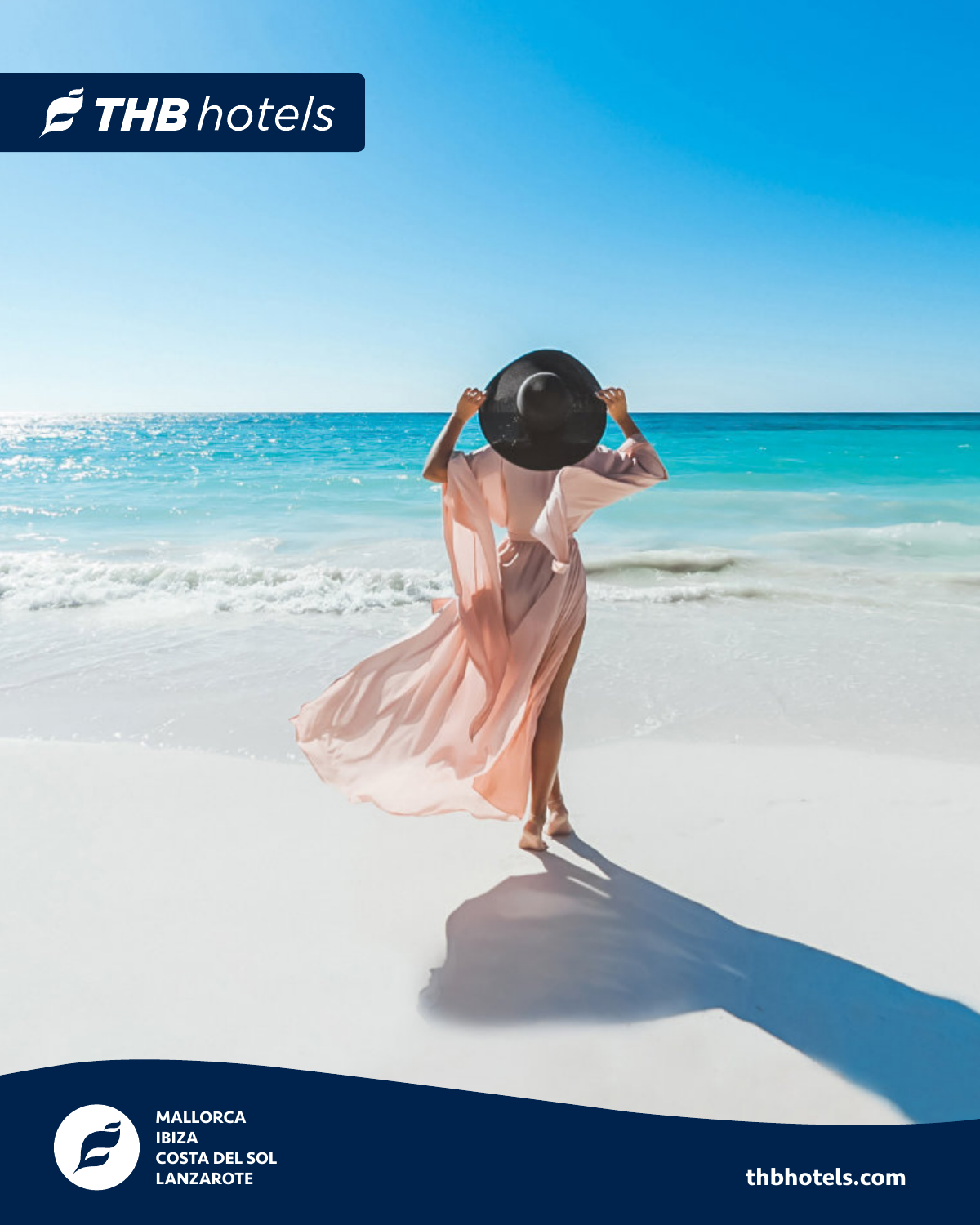# THB hotels

MALLORCA
IBIZA
COSTA DEL SOL
LANZAROTE

thbhotels.com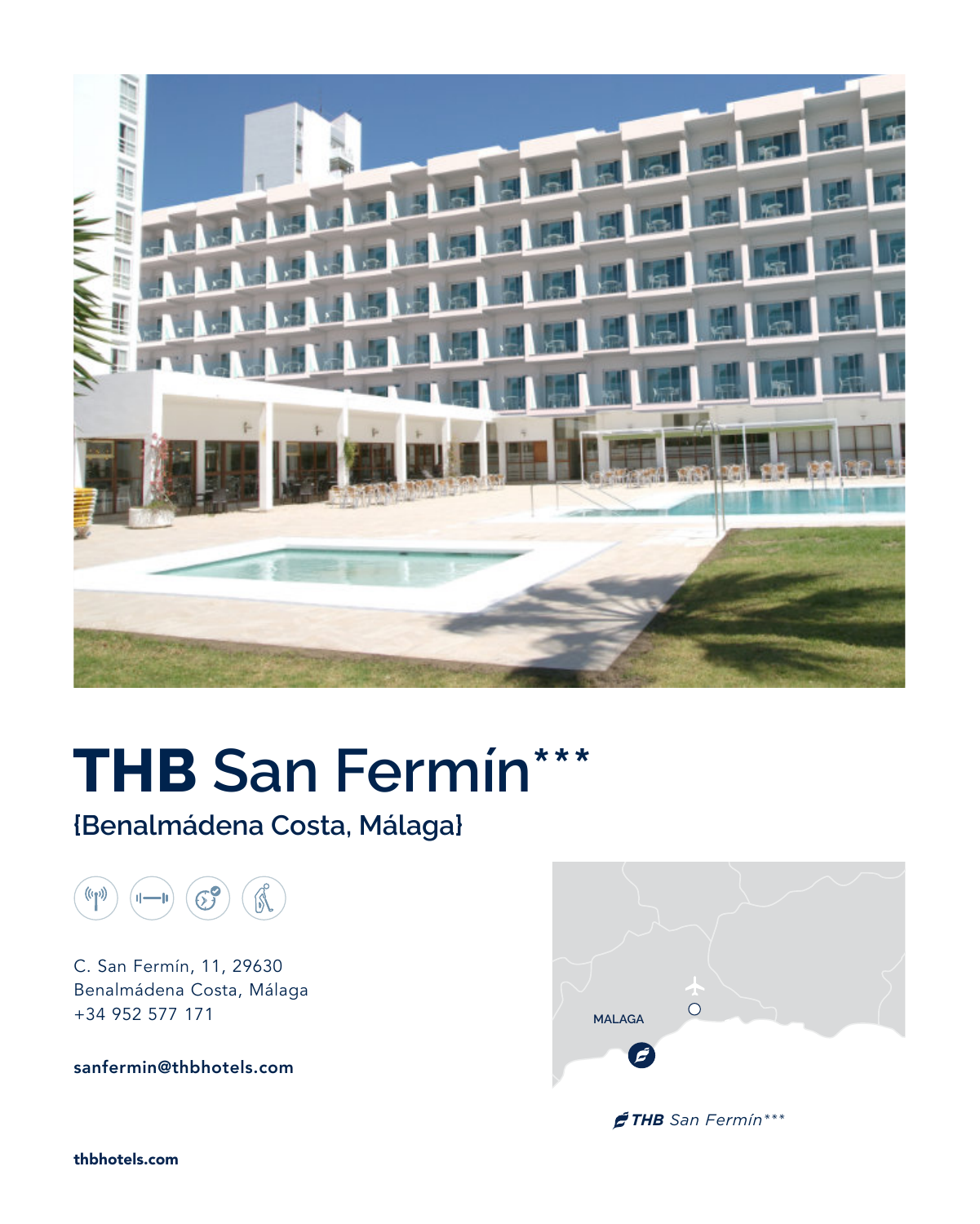# THB San Fermín***

## {Benalmádena Costa, Málaga}

C. San Fermín, 11, 29630
Benalmádena Costa, Málaga
+34 952 577 171

**sanfermin@thbhotels.com**

MALAGA

*THB San Fermín****

**thbhotels.com**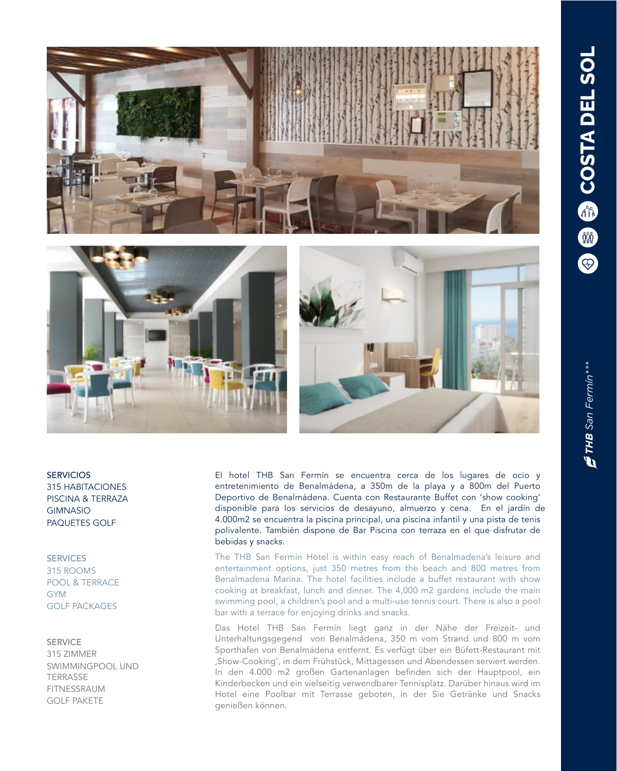# COSTA DEL SOL

## THB San Fermín***

SERVICIOS
315 HABITACIONES
PISCINA & TERRAZA
GIMNASIO
PAQUETES GOLF

El hotel THB San Fermín se encuentra cerca de los lugares de ocio y entretenimiento de Benalmádena, a 350m de la playa y a 800m del Puerto Deportivo de Benalmádena. Cuenta con Restaurante Buffet con 'show cooking' disponible para los servicios de desayuno, almuerzo y cena. En el jardín de 4.000m2 se encuentra la piscina principal, una piscina infantil y una pista de tenis polivalente. También dispone de Bar Piscina con terraza en el que disfrutar de bebidas y snacks.

SERVICES
315 ROOMS
POOL & TERRACE
GYM
GOLF PACKAGES

The THB San Fermín Hotel is within easy reach of Benalmadena's leisure and entertainment options, just 350 metres from the beach and 800 metres from Benalmadena Marina. The hotel facilities include a buffet restaurant with show cooking at breakfast, lunch and dinner. The 4,000 m2 gardens include the main swimming pool, a children's pool and a multi-use tennis court. There is also a pool bar with a terrace for enjoying drinks and snacks.

SERVICE
315 ZIMMER
SWIMMINGPOOL UND TERRASSE
FITNESSRAUM
GOLF PAKETE

Das Hotel THB San Fermín liegt ganz in der Nähe der Freizeit- und Unterhaltungsgegend von Benalmádena, 350 m vom Strand und 800 m vom Sporthafen von Benalmádena entfernt. Es verfügt über ein Büfett-Restaurant mit ‚Show-Cooking', in dem Frühstück, Mittagessen und Abendessen serviert werden. In den 4.000 m2 großen Gartenanlagen befinden sich der Hauptpool, ein Kinderbecken und ein vielseitig verwendbarer Tennisplatz. Darüber hinaus wird im Hotel eine Poolbar mit Terrasse geboten, in der Sie Getränke und Snacks genießen können.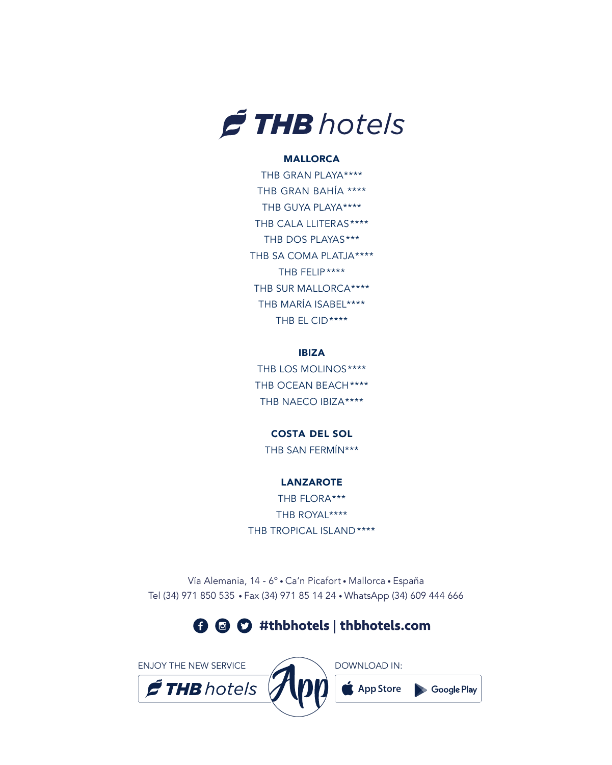# THB hotels

**MALLORCA**

THB GRAN PLAYA****
THB GRAN BAHÍA ****
THB GUYA PLAYA****
THB CALA LLITERAS****
THB DOS PLAYAS***
THB SA COMA PLATJA****
THB FELIP****
THB SUR MALLORCA****
THB MARÍA ISABEL****
THB EL CID****

**IBIZA**

THB LOS MOLINOS****
THB OCEAN BEACH****
THB NAECO IBIZA****

**COSTA DEL SOL**

THB SAN FERMÍN***

**LANZAROTE**

THB FLORA***
THB ROYAL****
THB TROPICAL ISLAND****

Vía Alemania, 14 - 6º • Ca'n Picafort • Mallorca • España
Tel (34) 971 850 535 • Fax (34) 971 85 14 24 • WhatsApp (34) 609 444 666

**#thbhotels | thbhotels.com**

ENJOY THE NEW SERVICE
THB hotels App

DOWNLOAD IN:
App Store
Google Play